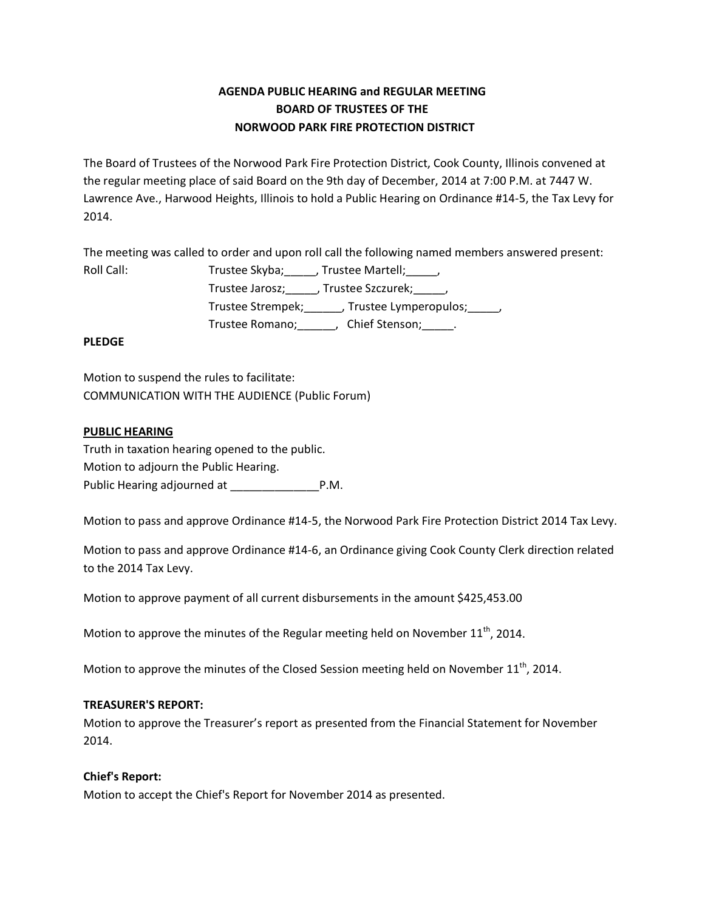# AGENDA PUBLIC HEARING and REGULAR MEETING
## BOARD OF TRUSTEES OF THE
## NORWOOD PARK FIRE PROTECTION DISTRICT

The Board of Trustees of the Norwood Park Fire Protection District, Cook County, Illinois convened at the regular meeting place of said Board on the 9th day of December, 2014 at 7:00 P.M. at 7447 W. Lawrence Ave., Harwood Heights, Illinois to hold a Public Hearing on Ordinance #14-5, the Tax Levy for 2014.

The meeting was called to order and upon roll call the following named members answered present:

Roll Call: Trustee Skyba;_____, Trustee Martell;_____,
Trustee Jarosz;_____, Trustee Szczurek;_____,
Trustee Strempek;______, Trustee Lymperopulos;_____,
Trustee Romano;______, Chief Stenson;_____.

**PLEDGE**

Motion to suspend the rules to facilitate:
COMMUNICATION WITH THE AUDIENCE (Public Forum)

**PUBLIC HEARING**

Truth in taxation hearing opened to the public.
Motion to adjourn the Public Hearing.
Public Hearing adjourned at ______________P.M.

Motion to pass and approve Ordinance #14-5, the Norwood Park Fire Protection District 2014 Tax Levy.

Motion to pass and approve Ordinance #14-6, an Ordinance giving Cook County Clerk direction related to the 2014 Tax Levy.

Motion to approve payment of all current disbursements in the amount $425,453.00

Motion to approve the minutes of the Regular meeting held on November 11th, 2014.

Motion to approve the minutes of the Closed Session meeting held on November 11th, 2014.

**TREASURER'S REPORT:**

Motion to approve the Treasurer's report as presented from the Financial Statement for November 2014.

**Chief's Report:**

Motion to accept the Chief's Report for November 2014 as presented.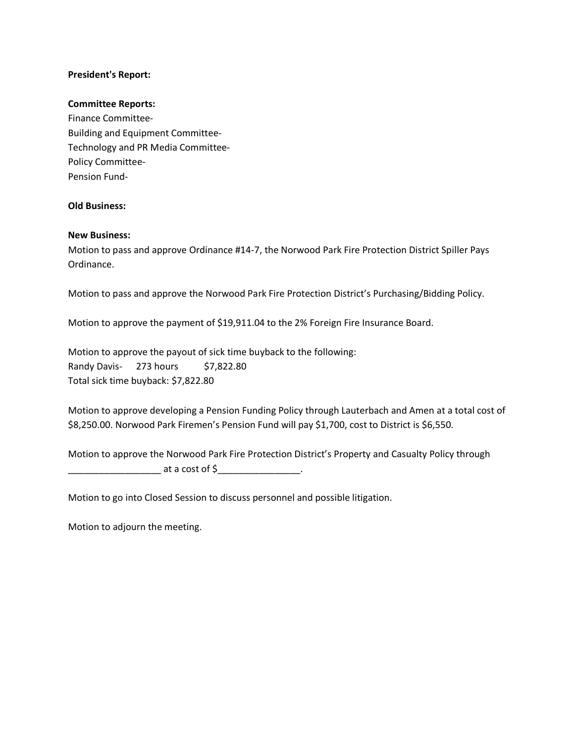**President's Report:**

**Committee Reports:**

Finance Committee-
Building and Equipment Committee-
Technology and PR Media Committee-
Policy Committee-
Pension Fund-

**Old Business:**

**New Business:**

Motion to pass and approve Ordinance #14-7, the Norwood Park Fire Protection District Spiller Pays Ordinance.

Motion to pass and approve the Norwood Park Fire Protection District's Purchasing/Bidding Policy.

Motion to approve the payment of $19,911.04 to the 2% Foreign Fire Insurance Board.

Motion to approve the payout of sick time buyback to the following:
Randy Davis- 273 hours $7,822.80
Total sick time buyback: $7,822.80

Motion to approve developing a Pension Funding Policy through Lauterbach and Amen at a total cost of $8,250.00. Norwood Park Firemen's Pension Fund will pay $1,700, cost to District is $6,550.

Motion to approve the Norwood Park Fire Protection District's Property and Casualty Policy through _________________ at a cost of $_______________.

Motion to go into Closed Session to discuss personnel and possible litigation.

Motion to adjourn the meeting.